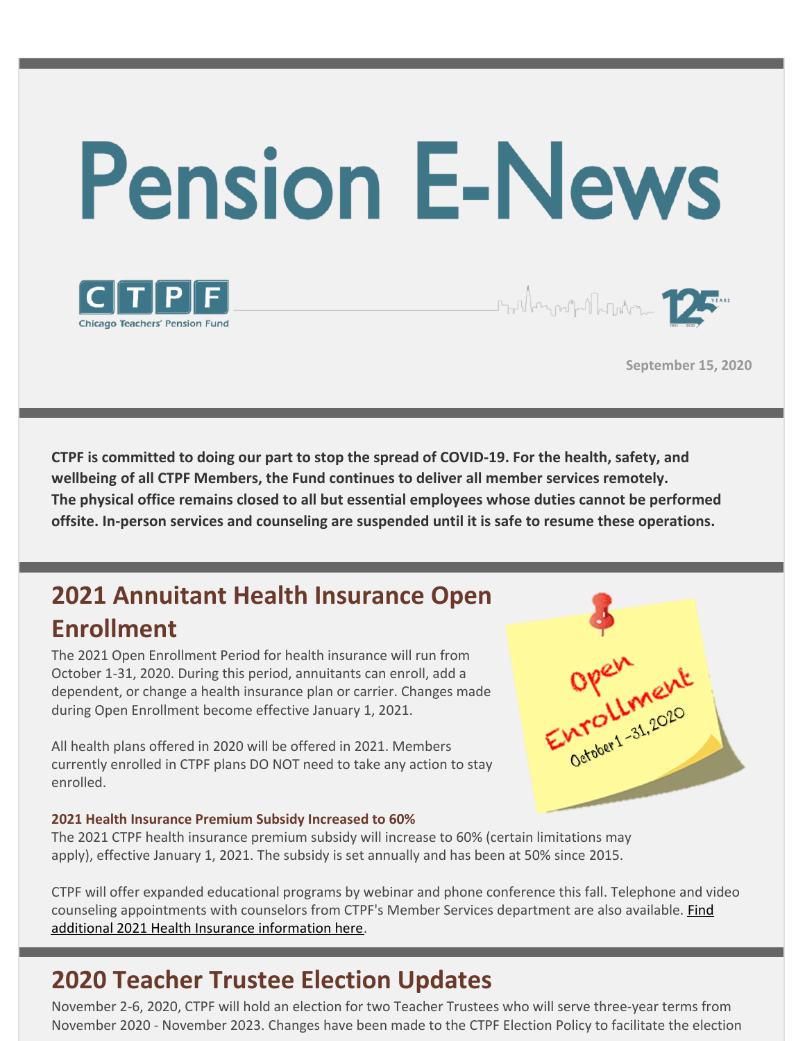# Pension E-News

September 15, 2020

**CTPF is committed to doing our part to stop the spread of COVID-19. For the health, safety, and wellbeing of all CTPF Members, the Fund continues to deliver all member services remotely. The physical office remains closed to all but essential employees whose duties cannot be performed offsite. In-person services and counseling are suspended until it is safe to resume these operations.**

## 2021 Annuitant Health Insurance Open Enrollment

The 2021 Open Enrollment Period for health insurance will run from October 1-31, 2020. During this period, annuitants can enroll, add a dependent, or change a health insurance plan or carrier. Changes made during Open Enrollment become effective January 1, 2021.

All health plans offered in 2020 will be offered in 2021. Members currently enrolled in CTPF plans DO NOT need to take any action to stay enrolled.

### 2021 Health Insurance Premium Subsidy Increased to 60%

The 2021 CTPF health insurance premium subsidy will increase to 60% (certain limitations may apply), effective January 1, 2021. The subsidy is set annually and has been at 50% since 2015.

CTPF will offer expanded educational programs by webinar and phone conference this fall. Telephone and video counseling appointments with counselors from CTPF's Member Services department are also available. Find additional 2021 Health Insurance information here.

## 2020 Teacher Trustee Election Updates

November 2-6, 2020, CTPF will hold an election for two Teacher Trustees who will serve three-year terms from November 2020 - November 2023. Changes have been made to the CTPF Election Policy to facilitate the election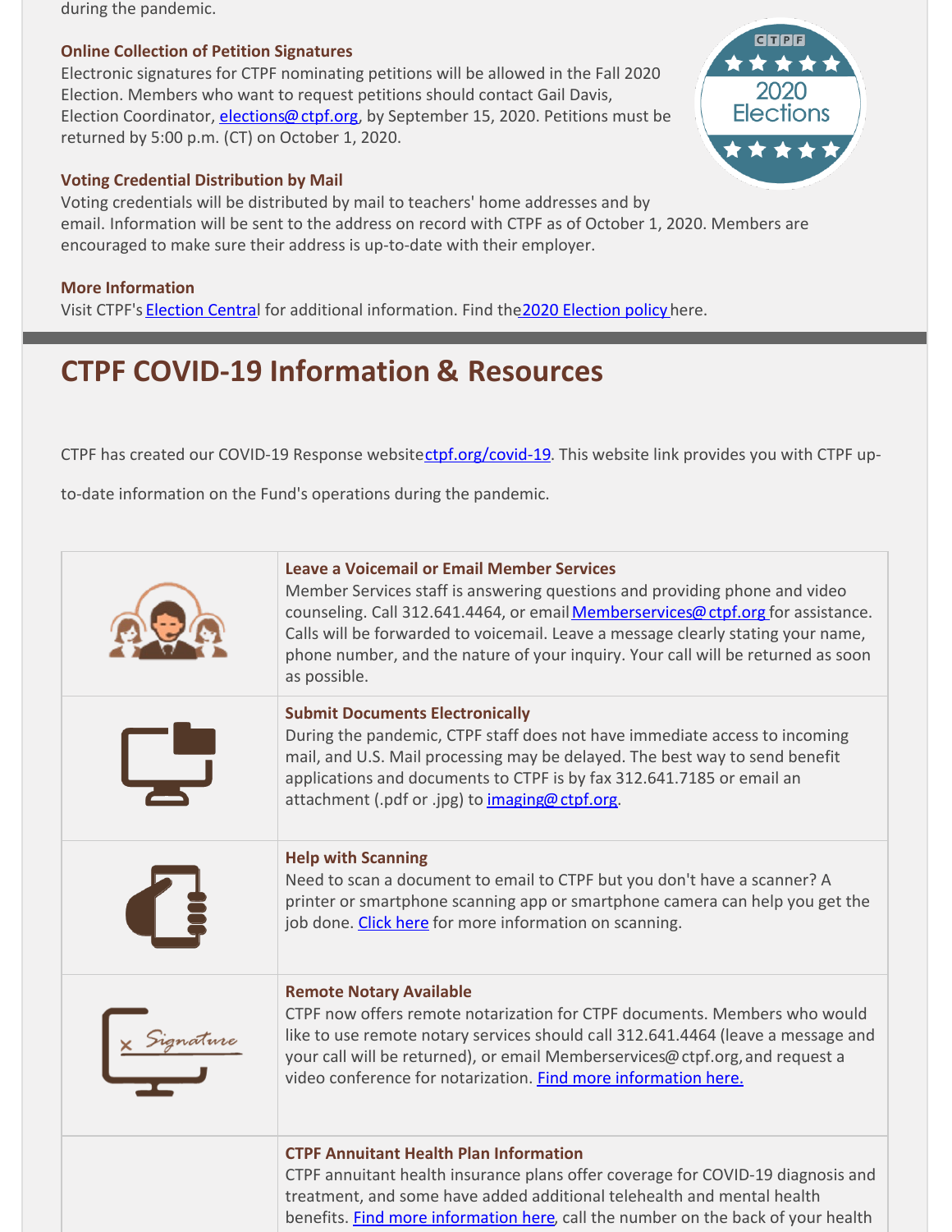during the pandemic.

### Online Collection of Petition Signatures

Electronic signatures for CTPF nominating petitions will be allowed in the Fall 2020 Election. Members who want to request petitions should contact Gail Davis, Election Coordinator, elections@ctpf.org, by September 15, 2020. Petitions must be returned by 5:00 p.m. (CT) on October 1, 2020.

### Voting Credential Distribution by Mail

Voting credentials will be distributed by mail to teachers' home addresses and by email. Information will be sent to the address on record with CTPF as of October 1, 2020. Members are encouraged to make sure their address is up-to-date with their employer.

### More Information

Visit CTPF's Election Central for additional information. Find the 2020 Election policy here.

## CTPF COVID-19 Information & Resources

CTPF has created our COVID-19 Response website ctpf.org/covid-19. This website link provides you with CTPF up-to-date information on the Fund's operations during the pandemic.

### Leave a Voicemail or Email Member Services

Member Services staff is answering questions and providing phone and video counseling. Call 312.641.4464, or email Memberservices@ctpf.org for assistance. Calls will be forwarded to voicemail. Leave a message clearly stating your name, phone number, and the nature of your inquiry. Your call will be returned as soon as possible.

### Submit Documents Electronically

During the pandemic, CTPF staff does not have immediate access to incoming mail, and U.S. Mail processing may be delayed. The best way to send benefit applications and documents to CTPF is by fax 312.641.7185 or email an attachment (.pdf or .jpg) to imaging@ctpf.org.

### Help with Scanning

Need to scan a document to email to CTPF but you don't have a scanner? A printer or smartphone scanning app or smartphone camera can help you get the job done. Click here for more information on scanning.

### Remote Notary Available

CTPF now offers remote notarization for CTPF documents. Members who would like to use remote notary services should call 312.641.4464 (leave a message and your call will be returned), or email Memberservices@ctpf.org, and request a video conference for notarization. Find more information here.

### CTPF Annuitant Health Plan Information

CTPF annuitant health insurance plans offer coverage for COVID-19 diagnosis and treatment, and some have added additional telehealth and mental health benefits. Find more information here, call the number on the back of your health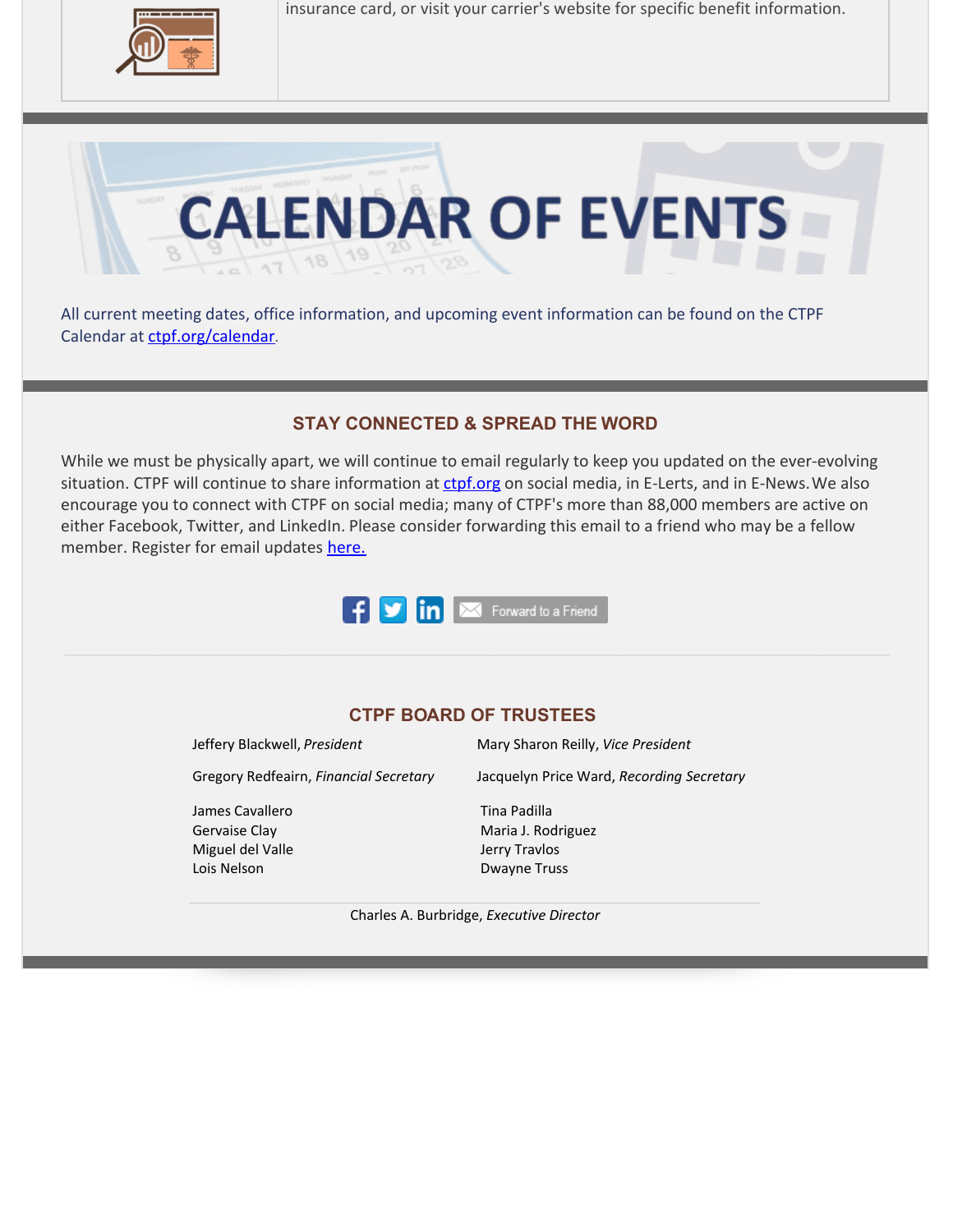insurance card, or visit your carrier's website for specific benefit information.

# CALENDAR OF EVENTS

All current meeting dates, office information, and upcoming event information can be found on the CTPF Calendar at [ctpf.org/calendar](ctpf.org/calendar).

## STAY CONNECTED & SPREAD THE WORD

While we must be physically apart, we will continue to email regularly to keep you updated on the ever-evolving situation. CTPF will continue to share information at [ctpf.org](ctpf.org) on social media, in E-Lerts, and in E-News. We also encourage you to connect with CTPF on social media; many of CTPF's more than 88,000 members are active on either Facebook, Twitter, and LinkedIn. Please consider forwarding this email to a friend who may be a fellow member. Register for email updates here.

Forward to a Friend

## CTPF BOARD OF TRUSTEES

Jeffery Blackwell, *President*

Mary Sharon Reilly, *Vice President*

Gregory Redfeairn, *Financial Secretary*

Jacquelyn Price Ward, *Recording Secretary*

James Cavallero
Gervaise Clay
Miguel del Valle
Lois Nelson

Tina Padilla
Maria J. Rodriguez
Jerry Travlos
Dwayne Truss

Charles A. Burbridge, *Executive Director*